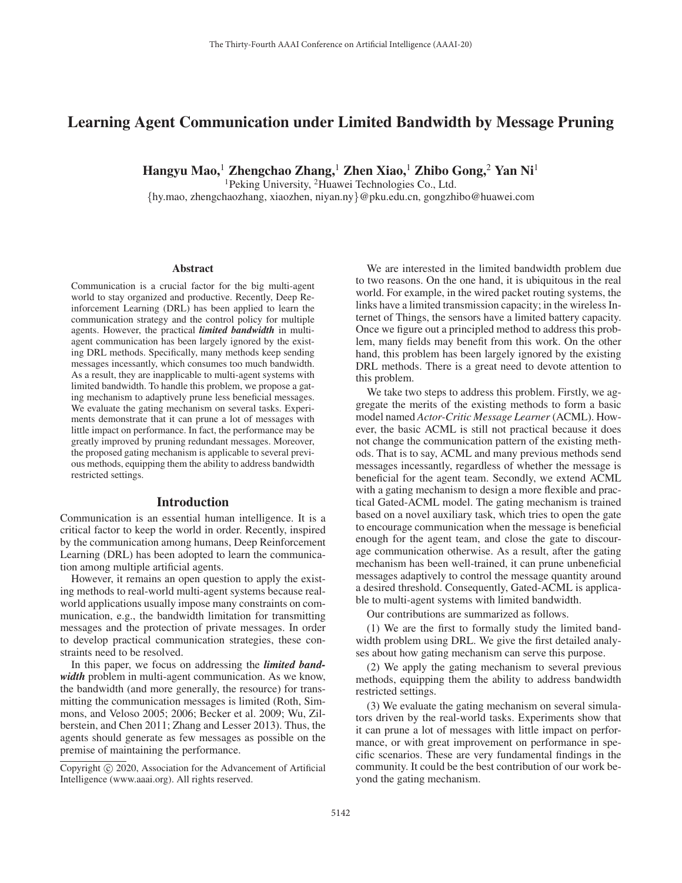# Learning Agent Communication under Limited Bandwidth by Message Pruning

**Hangyu Mao,[1] Zhengchao Zhang,[1] Zhen Xiao,[1] Zhibo Gong,[2] Yan Ni[1]**

[1]Peking University, [2]Huawei Technologies Co., Ltd.

{hy.mao, zhengchaozhang, xiaozhen, niyan.ny}@pku.edu.cn, gongzhibo@huawei.com

## Abstract

Communication is a crucial factor for the big multi-agent world to stay organized and productive. Recently, Deep Reinforcement Learning (DRL) has been applied to learn the communication strategy and the control policy for multiple agents. However, the practical ***limited bandwidth*** in multi-agent communication has been largely ignored by the existing DRL methods. Specifically, many methods keep sending messages incessantly, which consumes too much bandwidth. As a result, they are inapplicable to multi-agent systems with limited bandwidth. To handle this problem, we propose a gating mechanism to adaptively prune less beneficial messages. We evaluate the gating mechanism on several tasks. Experiments demonstrate that it can prune a lot of messages with little impact on performance. In fact, the performance may be greatly improved by pruning redundant messages. Moreover, the proposed gating mechanism is applicable to several previous methods, equipping them the ability to address bandwidth restricted settings.

## Introduction

Communication is an essential human intelligence. It is a critical factor to keep the world in order. Recently, inspired by the communication among humans, Deep Reinforcement Learning (DRL) has been adopted to learn the communication among multiple artificial agents.

However, it remains an open question to apply the existing methods to real-world multi-agent systems because real-world applications usually impose many constraints on communication, e.g., the bandwidth limitation for transmitting messages and the protection of private messages. In order to develop practical communication strategies, these constraints need to be resolved.

In this paper, we focus on addressing the ***limited bandwidth*** problem in multi-agent communication. As we know, the bandwidth (and more generally, the resource) for transmitting the communication messages is limited (Roth, Simmons, and Veloso 2005; 2006; Becker et al. 2009; Wu, Zilberstein, and Chen 2011; Zhang and Lesser 2013). Thus, the agents should generate as few messages as possible on the premise of maintaining the performance.

Copyright © 2020, Association for the Advancement of Artificial Intelligence (www.aaai.org). All rights reserved.

We are interested in the limited bandwidth problem due to two reasons. On the one hand, it is ubiquitous in the real world. For example, in the wired packet routing systems, the links have a limited transmission capacity; in the wireless Internet of Things, the sensors have a limited battery capacity. Once we figure out a principled method to address this problem, many fields may benefit from this work. On the other hand, this problem has been largely ignored by the existing DRL methods. There is a great need to devote attention to this problem.

We take two steps to address this problem. Firstly, we aggregate the merits of the existing methods to form a basic model named *Actor-Critic Message Learner* (ACML). However, the basic ACML is still not practical because it does not change the communication pattern of the existing methods. That is to say, ACML and many previous methods send messages incessantly, regardless of whether the message is beneficial for the agent team. Secondly, we extend ACML with a gating mechanism to design a more flexible and practical Gated-ACML model. The gating mechanism is trained based on a novel auxiliary task, which tries to open the gate to encourage communication when the message is beneficial enough for the agent team, and close the gate to discourage communication otherwise. As a result, after the gating mechanism has been well-trained, it can prune unbeneficial messages adaptively to control the message quantity around a desired threshold. Consequently, Gated-ACML is applicable to multi-agent systems with limited bandwidth.

Our contributions are summarized as follows.

(1) We are the first to formally study the limited bandwidth problem using DRL. We give the first detailed analyses about how gating mechanism can serve this purpose.

(2) We apply the gating mechanism to several previous methods, equipping them the ability to address bandwidth restricted settings.

(3) We evaluate the gating mechanism on several simulators driven by the real-world tasks. Experiments show that it can prune a lot of messages with little impact on performance, or with great improvement on performance in specific scenarios. These are very fundamental findings in the community. It could be the best contribution of our work beyond the gating mechanism.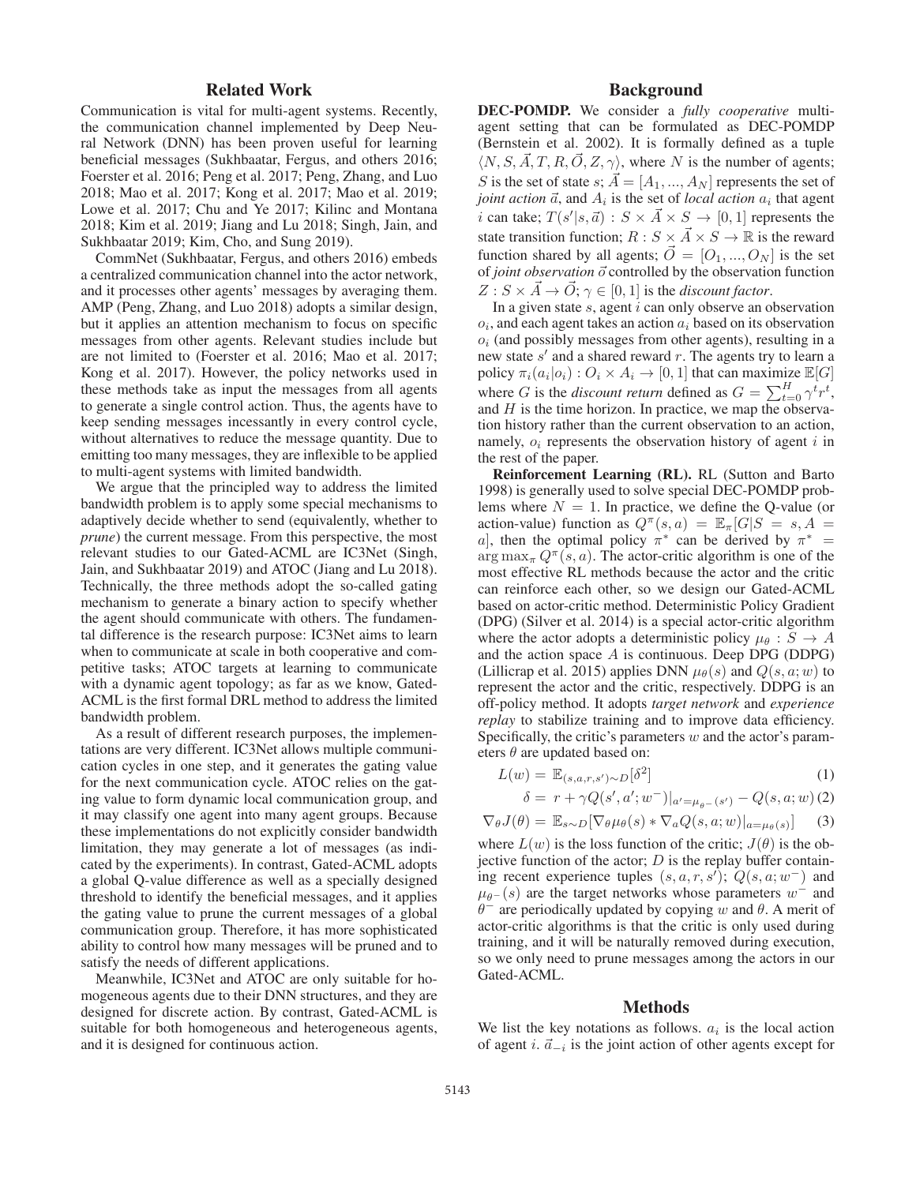## Related Work

Communication is vital for multi-agent systems. Recently, the communication channel implemented by Deep Neural Network (DNN) has been proven useful for learning beneficial messages (Sukhbaatar, Fergus, and others 2016; Foerster et al. 2016; Peng et al. 2017; Peng, Zhang, and Luo 2018; Mao et al. 2017; Kong et al. 2017; Mao et al. 2019; Lowe et al. 2017; Chu and Ye 2017; Kilinc and Montana 2018; Kim et al. 2019; Jiang and Lu 2018; Singh, Jain, and Sukhbaatar 2019; Kim, Cho, and Sung 2019).

CommNet (Sukhbaatar, Fergus, and others 2016) embeds a centralized communication channel into the actor network, and it processes other agents' messages by averaging them. AMP (Peng, Zhang, and Luo 2018) adopts a similar design, but it applies an attention mechanism to focus on specific messages from other agents. Relevant studies include but are not limited to (Foerster et al. 2016; Mao et al. 2017; Kong et al. 2017). However, the policy networks used in these methods take as input the messages from all agents to generate a single control action. Thus, the agents have to keep sending messages incessantly in every control cycle, without alternatives to reduce the message quantity. Due to emitting too many messages, they are inflexible to be applied to multi-agent systems with limited bandwidth.

We argue that the principled way to address the limited bandwidth problem is to apply some special mechanisms to adaptively decide whether to send (equivalently, whether to *prune*) the current message. From this perspective, the most relevant studies to our Gated-ACML are IC3Net (Singh, Jain, and Sukhbaatar 2019) and ATOC (Jiang and Lu 2018). Technically, the three methods adopt the so-called gating mechanism to generate a binary action to specify whether the agent should communicate with others. The fundamental difference is the research purpose: IC3Net aims to learn when to communicate at scale in both cooperative and competitive tasks; ATOC targets at learning to communicate with a dynamic agent topology; as far as we know, Gated-ACML is the first formal DRL method to address the limited bandwidth problem.

As a result of different research purposes, the implementations are very different. IC3Net allows multiple communication cycles in one step, and it generates the gating value for the next communication cycle. ATOC relies on the gating value to form dynamic local communication group, and it may classify one agent into many agent groups. Because these implementations do not explicitly consider bandwidth limitation, they may generate a lot of messages (as indicated by the experiments). In contrast, Gated-ACML adopts a global Q-value difference as well as a specially designed threshold to identify the beneficial messages, and it applies the gating value to prune the current messages of a global communication group. Therefore, it has more sophisticated ability to control how many messages will be pruned and to satisfy the needs of different applications.

Meanwhile, IC3Net and ATOC are only suitable for homogeneous agents due to their DNN structures, and they are designed for discrete action. By contrast, Gated-ACML is suitable for both homogeneous and heterogeneous agents, and it is designed for continuous action.

## Background

**DEC-POMDP.** We consider a *fully cooperative* multi-agent setting that can be formulated as DEC-POMDP (Bernstein et al. 2002). It is formally defined as a tuple $\langle N, S, \vec{A}, T, R, \vec{O}, Z, \gamma \rangle$, where $N$ is the number of agents; $S$ is the set of state $s$; $\vec{A} = [A_1, ..., A_N]$ represents the set of *joint action* $\vec{a}$, and $A_i$ is the set of *local action* $a_i$ that agent $i$ can take; $T(s'|s, \vec{a}) : S \times \vec{A} \times S \to [0, 1]$ represents the state transition function; $R : S \times \vec{A} \times S \to \mathbb{R}$ is the reward function shared by all agents; $\vec{O} = [O_1, ..., O_N]$ is the set of *joint observation* $\vec{o}$ controlled by the observation function $Z : S \times \vec{A} \to \vec{O}$; $\gamma \in [0, 1]$ is the *discount factor*.

In a given state $s$, agent $i$ can only observe an observation $o_i$, and each agent takes an action $a_i$ based on its observation $o_i$ (and possibly messages from other agents), resulting in a new state $s'$ and a shared reward $r$. The agents try to learn a policy $\pi_i(a_i|o_i) : O_i \times A_i \to [0, 1]$ that can maximize $\mathbb{E}[G]$ where $G$ is the *discount return* defined as $G = \sum_{t=0}^{H} \gamma^t r^t$, and $H$ is the time horizon. In practice, we map the observation history rather than the current observation to an action, namely, $o_i$ represents the observation history of agent $i$ in the rest of the paper.

**Reinforcement Learning (RL).** RL (Sutton and Barto 1998) is generally used to solve special DEC-POMDP problems where $N = 1$. In practice, we define the Q-value (or action-value) function as $Q^\pi(s, a) = \mathbb{E}_\pi[G|S = s, A = a]$, then the optimal policy $\pi^*$ can be derived by $\pi^* = \arg\max_\pi Q^\pi(s, a)$. The actor-critic algorithm is one of the most effective RL methods because the actor and the critic can reinforce each other, so we design our Gated-ACML based on actor-critic method. Deterministic Policy Gradient (DPG) (Silver et al. 2014) is a special actor-critic algorithm where the actor adopts a deterministic policy $\mu_\theta : S \to A$ and the action space $A$ is continuous. Deep DPG (DDPG) (Lillicrap et al. 2015) applies DNN $\mu_\theta(s)$ and $Q(s, a; w)$ to represent the actor and the critic, respectively. DDPG is an off-policy method. It adopts *target network* and *experience replay* to stabilize training and to improve data efficiency. Specifically, the critic's parameters $w$ and the actor's parameters $\theta$ are updated based on:

$$L(w) = \mathbb{E}_{(s,a,r,s') \sim D}[\delta^2] \tag{1}$$

$$\delta = r + \gamma Q(s', a'; w^-)|_{a'=\mu_{\theta^-}(s')} - Q(s, a; w) \tag{2}$$

$$\nabla_\theta J(\theta) = \mathbb{E}_{s \sim D}[\nabla_\theta \mu_\theta(s) * \nabla_a Q(s, a; w)|_{a=\mu_\theta(s)}] \tag{3}$$

where $L(w)$ is the loss function of the critic; $J(\theta)$ is the objective function of the actor; $D$ is the replay buffer containing recent experience tuples $(s, a, r, s')$; $Q(s, a; w^-)$ and $\mu_{\theta^-}(s)$ are the target networks whose parameters $w^-$ and $\theta^-$ are periodically updated by copying $w$ and $\theta$. A merit of actor-critic algorithms is that the critic is only used during training, and it will be naturally removed during execution, so we only need to prune messages among the actors in our Gated-ACML.

## Methods

We list the key notations as follows. $a_i$ is the local action of agent $i$. $\vec{a}_{-i}$ is the joint action of other agents except for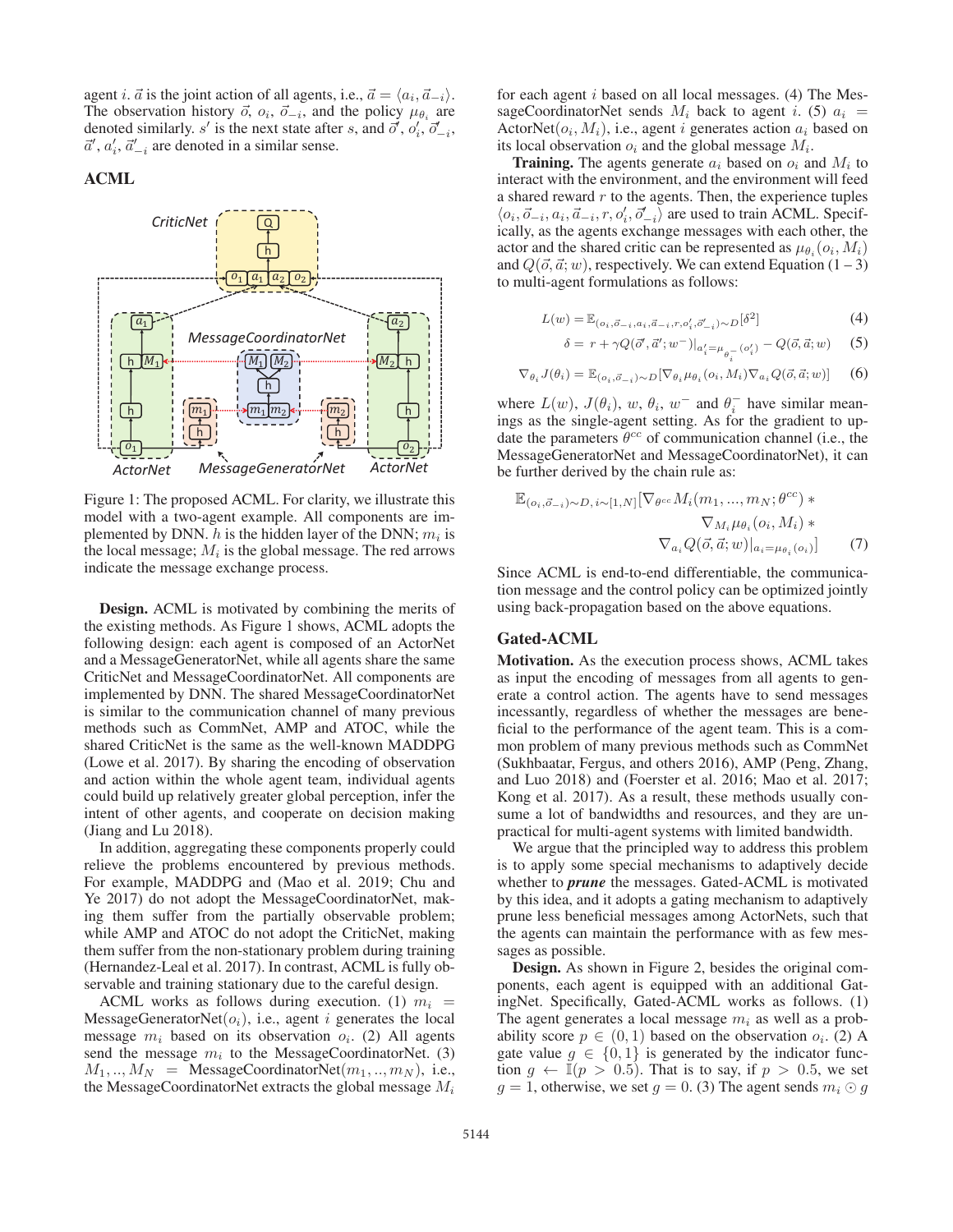agent $i$. $\vec{a}$ is the joint action of all agents, i.e., $\vec{a} = \langle a_i, \vec{a}_{-i} \rangle$. The observation history $\vec{o}$, $o_i$, $\vec{o}_{-i}$, and the policy $\mu_{\theta_i}$ are denoted similarly. $s'$ is the next state after $s$, and $\vec{o}'$, $o'_i$, $\vec{o}'_{-i}$, $\vec{a}'$, $a'_i$, $\vec{a}'_{-i}$ are denoted in a similar sense.

## ACML

Figure 1: The proposed ACML. For clarity, we illustrate this model with a two-agent example. All components are implemented by DNN. $h$ is the hidden layer of the DNN; $m_i$ is the local message; $M_i$ is the global message. The red arrows indicate the message exchange process.

**Design.** ACML is motivated by combining the merits of the existing methods. As Figure 1 shows, ACML adopts the following design: each agent is composed of an ActorNet and a MessageGeneratorNet, while all agents share the same CriticNet and MessageCoordinatorNet. All components are implemented by DNN. The shared MessageCoordinatorNet is similar to the communication channel of many previous methods such as CommNet, AMP and ATOC, while the shared CriticNet is the same as the well-known MADDPG (Lowe et al. 2017). By sharing the encoding of observation and action within the whole agent team, individual agents could build up relatively greater global perception, infer the intent of other agents, and cooperate on decision making (Jiang and Lu 2018).

In addition, aggregating these components properly could relieve the problems encountered by previous methods. For example, MADDPG and (Mao et al. 2019; Chu and Ye 2017) do not adopt the MessageCoordinatorNet, making them suffer from the partially observable problem; while AMP and ATOC do not adopt the CriticNet, making them suffer from the non-stationary problem during training (Hernandez-Leal et al. 2017). In contrast, ACML is fully observable and training stationary due to the careful design.

ACML works as follows during execution. (1) $m_i$ = MessageGeneratorNet$(o_i)$, i.e., agent $i$ generates the local message $m_i$ based on its observation $o_i$. (2) All agents send the message $m_i$ to the MessageCoordinatorNet. (3) $M_1, .., M_N$ = MessageCoordinatorNet$(m_1, .., m_N)$, i.e., the MessageCoordinatorNet extracts the global message $M_i$ for each agent $i$ based on all local messages. (4) The MessageCoordinatorNet sends $M_i$ back to agent $i$. (5) $a_i$ = ActorNet$(o_i, M_i)$, i.e., agent $i$ generates action $a_i$ based on its local observation $o_i$ and the global message $M_i$.

**Training.** The agents generate $a_i$ based on $o_i$ and $M_i$ to interact with the environment, and the environment will feed a shared reward $r$ to the agents. Then, the experience tuples $\langle o_i, \vec{o}_{-i}, a_i, \vec{a}_{-i}, r, o'_i, \vec{o}'_{-i} \rangle$ are used to train ACML. Specifically, as the agents exchange messages with each other, the actor and the shared critic can be represented as $\mu_{\theta_i}(o_i, M_i)$ and $Q(\vec{o}, \vec{a}; w)$, respectively. We can extend Equation (1 – 3) to multi-agent formulations as follows:

$$L(w) = \mathbb{E}_{(o_i, \vec{o}_{-i}, a_i, \vec{a}_{-i}, r, o'_i, \vec{o}'_{-i}) \sim D}[\delta^2] \tag{4}$$

$$\delta = r + \gamma Q(\vec{o}', \vec{a}'; w^-)|_{a'_i = \mu_{\theta_i^-}(o'_i)} - Q(\vec{o}, \vec{a}; w) \tag{5}$$

$$\nabla_{\theta_i} J(\theta_i) = \mathbb{E}_{(o_i, \vec{o}_{-i}) \sim D}[\nabla_{\theta_i} \mu_{\theta_i}(o_i, M_i) \nabla_{a_i} Q(\vec{o}, \vec{a}; w)] \tag{6}$$

where $L(w)$, $J(\theta_i)$, $w$, $\theta_i$, $w^-$ and $\theta_i^-$ have similar meanings as the single-agent setting. As for the gradient to update the parameters $\theta^{cc}$ of communication channel (i.e., the MessageGeneratorNet and MessageCoordinatorNet), it can be further derived by the chain rule as:

$$\mathbb{E}_{(o_i, \vec{o}_{-i}) \sim D, i \sim [1,N]}[\nabla_{\theta^{cc}} M_i(m_1, ..., m_N; \theta^{cc}) * \nabla_{M_i} \mu_{\theta_i}(o_i, M_i) * \nabla_{a_i} Q(\vec{o}, \vec{a}; w)|_{a_i = \mu_{\theta_i}(o_i)}] \tag{7}$$

Since ACML is end-to-end differentiable, the communication message and the control policy can be optimized jointly using back-propagation based on the above equations.

## Gated-ACML

**Motivation.** As the execution process shows, ACML takes as input the encoding of messages from all agents to generate a control action. The agents have to send messages incessantly, regardless of whether the messages are beneficial to the performance of the agent team. This is a common problem of many previous methods such as CommNet (Sukhbaatar, Fergus, and others 2016), AMP (Peng, Zhang, and Luo 2018) and (Foerster et al. 2016; Mao et al. 2017; Kong et al. 2017). As a result, these methods usually consume a lot of bandwidths and resources, and they are unpractical for multi-agent systems with limited bandwidth.

We argue that the principled way to address this problem is to apply some special mechanisms to adaptively decide whether to ***prune*** the messages. Gated-ACML is motivated by this idea, and it adopts a gating mechanism to adaptively prune less beneficial messages among ActorNets, such that the agents can maintain the performance with as few messages as possible.

**Design.** As shown in Figure 2, besides the original components, each agent is equipped with an additional GatingNet. Specifically, Gated-ACML works as follows. (1) The agent generates a local message $m_i$ as well as a probability score $p \in (0, 1)$ based on the observation $o_i$. (2) A gate value $g \in \{0, 1\}$ is generated by the indicator function $g \leftarrow \mathbb{I}(p > 0.5)$. That is to say, if $p > 0.5$, we set $g = 1$, otherwise, we set $g = 0$. (3) The agent sends $m_i \odot g$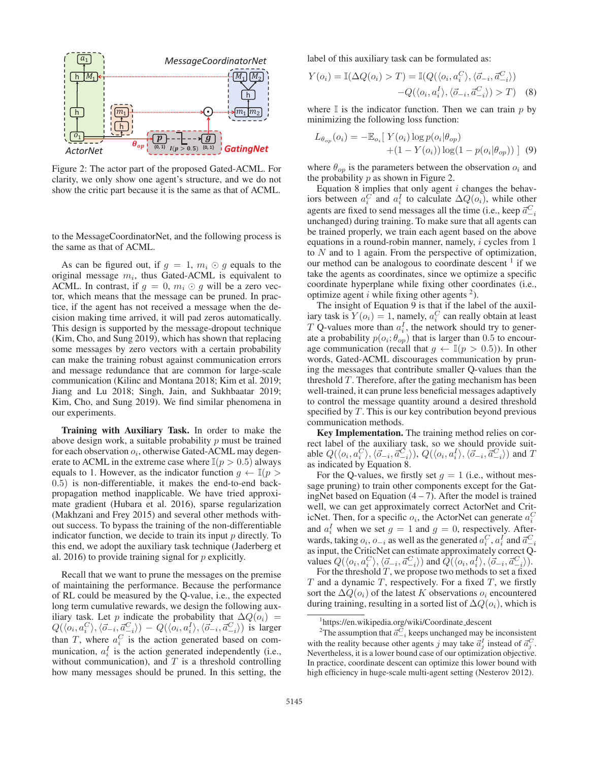Figure 2: The actor part of the proposed Gated-ACML. For clarity, we only show one agent's structure, and we do not show the critic part because it is the same as that of ACML.

to the MessageCoordinatorNet, and the following process is the same as that of ACML.

As can be figured out, if $g = 1$, $m_i \odot g$ equals to the original message $m_i$, thus Gated-ACML is equivalent to ACML. In contrast, if $g = 0$, $m_i \odot g$ will be a zero vector, which means that the message can be pruned. In practice, if the agent has not received a message when the decision making time arrived, it will pad zeros automatically. This design is supported by the message-dropout technique (Kim, Cho, and Sung 2019), which has shown that replacing some messages by zero vectors with a certain probability can make the training robust against communication errors and message redundance that are common for large-scale communication (Kilinc and Montana 2018; Kim et al. 2019; Jiang and Lu 2018; Singh, Jain, and Sukhbaatar 2019; Kim, Cho, and Sung 2019). We find similar phenomena in our experiments.

**Training with Auxiliary Task.** In order to make the above design work, a suitable probability $p$ must be trained for each observation $o_i$, otherwise Gated-ACML may degenerate to ACML in the extreme case where $\mathbb{I}(p > 0.5)$ always equals to 1. However, as the indicator function $g \leftarrow \mathbb{I}(p > 0.5)$ is non-differentiable, it makes the end-to-end backpropagation method inapplicable. We have tried approximate gradient (Hubara et al. 2016), sparse regularization (Makhzani and Frey 2015) and several other methods without success. To bypass the training of the non-differentiable indicator function, we decide to train its input $p$ directly. To this end, we adopt the auxiliary task technique (Jaderberg et al. 2016) to provide training signal for $p$ explicitly.

Recall that we want to prune the messages on the premise of maintaining the performance. Because the performance of RL could be measured by the Q-value, i.e., the expected long term cumulative rewards, we design the following auxiliary task. Let $p$ indicate the probability that $\Delta Q(o_i) = Q(\langle o_i, a_i^C \rangle, \langle \vec{o}_{-i}, \vec{a}_{-i}^C \rangle) - Q(\langle o_i, a_i^I \rangle, \langle \vec{o}_{-i}, \vec{a}_{-i}^C \rangle)$ is larger than $T$, where $a_i^C$ is the action generated based on communication, $a_i^I$ is the action generated independently (i.e., without communication), and $T$ is a threshold controlling how many messages should be pruned. In this setting, the label of this auxiliary task can be formulated as:

$$Y(o_i) = \mathbb{I}(\Delta Q(o_i) > T) = \mathbb{I}(Q(\langle o_i, a_i^C \rangle, \langle \vec{o}_{-i}, \vec{a}_{-i}^C \rangle) - Q(\langle o_i, a_i^I \rangle, \langle \vec{o}_{-i}, \vec{a}_{-i}^C \rangle) > T) \quad (8)$$

where $\mathbb{I}$ is the indicator function. Then we can train $p$ by minimizing the following loss function:

$$L_{\theta_{op}}(o_i) = -\mathbb{E}_{o_i}[\, Y(o_i) \log p(o_i|\theta_{op}) + (1 - Y(o_i)) \log(1 - p(o_i|\theta_{op}))\,] \quad (9)$$

where $\theta_{op}$ is the parameters between the observation $o_i$ and the probability $p$ as shown in Figure 2.

Equation 8 implies that only agent $i$ changes the behaviors between $a_i^C$ and $a_i^I$ to calculate $\Delta Q(o_i)$, while other agents are fixed to send messages all the time (i.e., keep $\vec{a}_{-i}^C$ unchanged) during training. To make sure that all agents can be trained properly, we train each agent based on the above equations in a round-robin manner, namely, $i$ cycles from 1 to $N$ and to 1 again. From the perspective of optimization, our method can be analogous to coordinate descent [1] if we take the agents as coordinates, since we optimize a specific coordinate hyperplane while fixing other coordinates (i.e., optimize agent $i$ while fixing other agents [2]).

The insight of Equation 9 is that if the label of the auxiliary task is $Y(o_i) = 1$, namely, $a_i^C$ can really obtain at least $T$ Q-values more than $a_i^I$, the network should try to generate a probability $p(o_i; \theta_{op})$ that is larger than 0.5 to encourage communication (recall that $g \leftarrow \mathbb{I}(p > 0.5)$). In other words, Gated-ACML discourages communication by pruning the messages that contribute smaller Q-values than the threshold $T$. Therefore, after the gating mechanism has been well-trained, it can prune less beneficial messages adaptively to control the message quantity around a desired threshold specified by $T$. This is our key contribution beyond previous communication methods.

**Key Implementation.** The training method relies on correct label of the auxiliary task, so we should provide suitable $Q(\langle o_i, a_i^C \rangle, \langle \vec{o}_{-i}, \vec{a}_{-i}^C \rangle)$, $Q(\langle o_i, a_i^I \rangle, \langle \vec{o}_{-i}, \vec{a}_{-i}^C \rangle)$ and $T$ as indicated by Equation 8.

For the Q-values, we firstly set $g = 1$ (i.e., without message pruning) to train other components except for the GatingNet based on Equation (4 – 7). After the model is trained well, we can get approximately correct ActorNet and CriticNet. Then, for a specific $o_i$, the ActorNet can generate $a_i^C$ and $a_i^I$ when we set $g = 1$ and $g = 0$, respectively. Afterwards, taking $o_i$, $o_{-i}$ as well as the generated $a_i^C$, $a_i^I$ and $\vec{a}_{-i}^C$ as input, the CriticNet can estimate approximately correct Q-values $Q(\langle o_i, a_i^C \rangle, \langle \vec{o}_{-i}, \vec{a}_{-i}^C \rangle)$ and $Q(\langle o_i, a_i^I \rangle, \langle \vec{o}_{-i}, \vec{a}_{-i}^C \rangle)$.

For the threshold $T$, we propose two methods to set a fixed $T$ and a dynamic $T$, respectively. For a fixed $T$, we firstly sort the $\Delta Q(o_i)$ of the latest $K$ observations $o_i$ encountered during training, resulting in a sorted list of $\Delta Q(o_i)$, which is

[1] https://en.wikipedia.org/wiki/Coordinate_descent

[2] The assumption that $\vec{a}_{-i}^C$ keeps unchanged may be inconsistent with the reality because other agents $j$ may take $\vec{a}_j^I$ instead of $\vec{a}_j^C$. Nevertheless, it is a lower bound case of our optimization objective. In practice, coordinate descent can optimize this lower bound with high efficiency in huge-scale multi-agent setting (Nesterov 2012).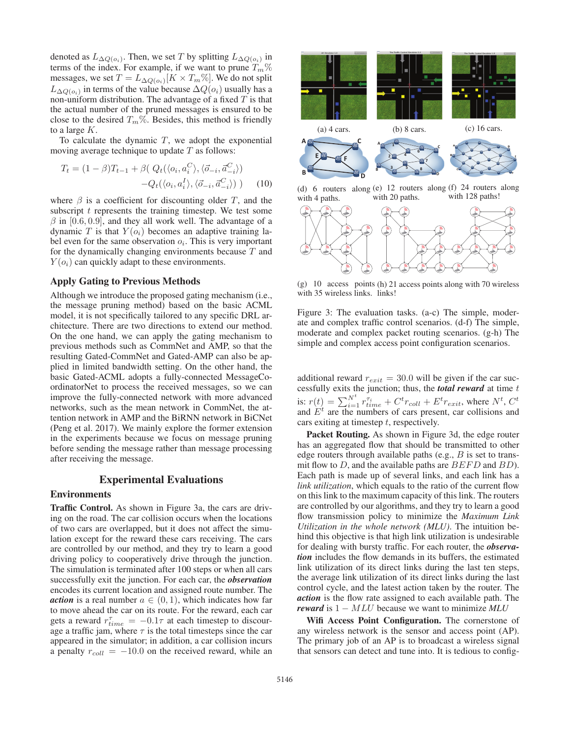denoted as $L_{\Delta Q(o_i)}$. Then, we set $T$ by splitting $L_{\Delta Q(o_i)}$ in terms of the index. For example, if we want to prune $T_m\%$ messages, we set $T = L_{\Delta Q(o_i)}[K \times T_m\%]$. We do not split $L_{\Delta Q(o_i)}$ in terms of the value because $\Delta Q(o_i)$ usually has a non-uniform distribution. The advantage of a fixed $T$ is that the actual number of the pruned messages is ensured to be close to the desired $T_m\%$. Besides, this method is friendly to a large $K$.

To calculate the dynamic $T$, we adopt the exponential moving average technique to update $T$ as follows:

$$T_t = (1-\beta)T_{t-1} + \beta(\, Q_t(\langle o_i, a_i^C\rangle, \langle \vec{o}_{-i}, \vec{a}_{-i}^C\rangle) - Q_t(\langle o_i, a_i^I\rangle, \langle \vec{o}_{-i}, \vec{a}_{-i}^C\rangle)\,) \tag{10}$$

where $\beta$ is a coefficient for discounting older $T$, and the subscript $t$ represents the training timestep. We test some $\beta$ in $[0.6, 0.9]$, and they all work well. The advantage of a dynamic $T$ is that $Y(o_i)$ becomes an adaptive training label even for the same observation $o_i$. This is very important for the dynamically changing environments because $T$ and $Y(o_i)$ can quickly adapt to these environments.

### Apply Gating to Previous Methods

Although we introduce the proposed gating mechanism (i.e., the message pruning method) based on the basic ACML model, it is not specifically tailored to any specific DRL architecture. There are two directions to extend our method. On the one hand, we can apply the gating mechanism to previous methods such as CommNet and AMP, so that the resulting Gated-CommNet and Gated-AMP can also be applied in limited bandwidth setting. On the other hand, the basic Gated-ACML adopts a fully-connected MessageCoordinatorNet to process the received messages, so we can improve the fully-connected network with more advanced networks, such as the mean network in CommNet, the attention network in AMP and the BiRNN network in BiCNet (Peng et al. 2017). We mainly explore the former extension in the experiments because we focus on message pruning before sending the message rather than message processing after receiving the message.

## Experimental Evaluations

### Environments

**Traffic Control.** As shown in Figure 3a, the cars are driving on the road. The car collision occurs when the locations of two cars are overlapped, but it does not affect the simulation except for the reward these cars receiving. The cars are controlled by our method, and they try to learn a good driving policy to cooperatively drive through the junction. The simulation is terminated after 100 steps or when all cars successfully exit the junction. For each car, the ***observation*** encodes its current location and assigned route number. The ***action*** is a real number $a \in (0, 1)$, which indicates how far to move ahead the car on its route. For the reward, each car gets a reward $r_{time}^{\tau} = -0.1\tau$ at each timestep to discourage a traffic jam, where $\tau$ is the total timesteps since the car appeared in the simulator; in addition, a car collision incurs a penalty $r_{coll} = -10.0$ on the received reward, while an additional reward $r_{exit} = 30.0$ will be given if the car successfully exits the junction; thus, the ***total reward*** at time $t$ is: $r(t) = \sum_{i=1}^{N^t} r_{time}^{\tau_i} + C^t r_{coll} + E^t r_{exit}$, where $N^t$, $C^t$ and $E^t$ are the numbers of cars present, car collisions and cars exiting at timestep $t$, respectively.

(a) 4 cars. (b) 8 cars. (c) 16 cars.

(d) 6 routers along with 4 paths. (e) 12 routers along with 20 paths. (f) 24 routers along with 128 paths!

(g) 10 access points with 35 wireless links. (h) 21 access points along with 70 wireless links!

Figure 3: The evaluation tasks. (a-c) The simple, moderate and complex traffic control scenarios. (d-f) The simple, moderate and complex packet routing scenarios. (g-h) The simple and complex access point configuration scenarios.

**Packet Routing.** As shown in Figure 3d, the edge router has an aggregated flow that should be transmitted to other edge routers through available paths (e.g., $B$ is set to transmit flow to $D$, and the available paths are $BEFD$ and $BD$). Each path is made up of several links, and each link has a *link utilization*, which equals to the ratio of the current flow on this link to the maximum capacity of this link. The routers are controlled by our algorithms, and they try to learn a good flow transmission policy to minimize the *Maximum Link Utilization in the whole network (MLU)*. The intuition behind this objective is that high link utilization is undesirable for dealing with bursty traffic. For each router, the ***observation*** includes the flow demands in its buffers, the estimated link utilization of its direct links during the last ten steps, the average link utilization of its direct links during the last control cycle, and the latest action taken by the router. The ***action*** is the flow rate assigned to each available path. The ***reward*** is $1 - MLU$ because we want to minimize *MLU*.

**Wifi Access Point Configuration.** The cornerstone of any wireless network is the sensor and access point (AP). The primary job of an AP is to broadcast a wireless signal that sensors can detect and tune into. It is tedious to config-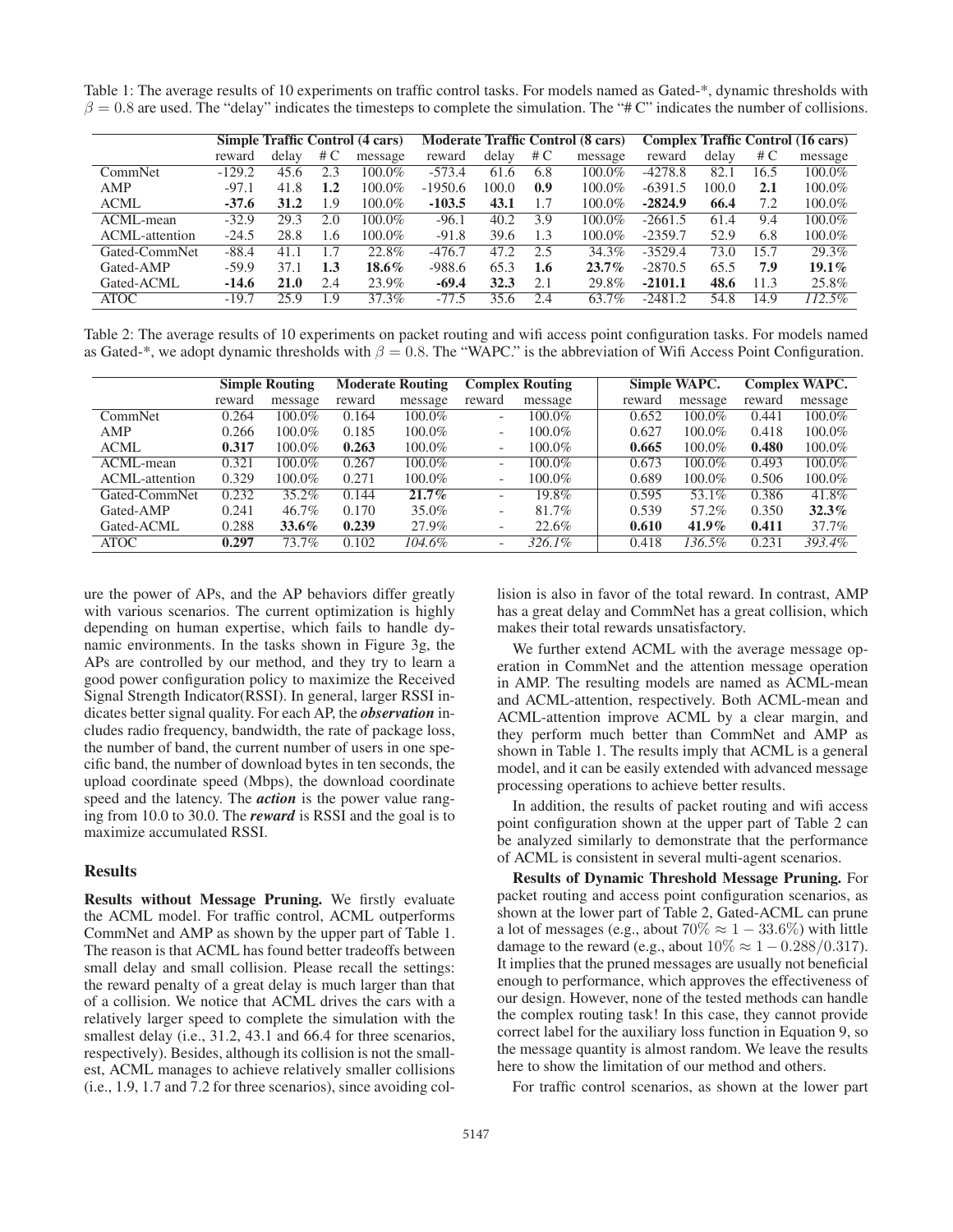Table 1: The average results of 10 experiments on traffic control tasks. For models named as Gated-*, dynamic thresholds with $\beta = 0.8$ are used. The "delay" indicates the timesteps to complete the simulation. The "# C" indicates the number of collisions.

| | Simple Traffic Control (4 cars) | | | | Moderate Traffic Control (8 cars) | | | | Complex Traffic Control (16 cars) | | | |
|---|---|---|---|---|---|---|---|---|---|---|---|---|
| | reward | delay | # C | message | reward | delay | # C | message | reward | delay | # C | message |
| CommNet | -129.2 | 45.6 | 2.3 | 100.0% | -573.4 | 61.6 | 6.8 | 100.0% | -4278.8 | 82.1 | 16.5 | 100.0% |
| AMP | -97.1 | 41.8 | **1.2** | 100.0% | -1950.6 | 100.0 | **0.9** | 100.0% | -6391.5 | 100.0 | **2.1** | 100.0% |
| ACML | **-37.6** | **31.2** | 1.9 | 100.0% | **-103.5** | **43.1** | 1.7 | 100.0% | **-2824.9** | **66.4** | 7.2 | 100.0% |
| ACML-mean | -32.9 | 29.3 | 2.0 | 100.0% | -96.1 | 40.2 | 3.9 | 100.0% | -2661.5 | 61.4 | 9.4 | 100.0% |
| ACML-attention | -24.5 | 28.8 | 1.6 | 100.0% | -91.8 | 39.6 | 1.3 | 100.0% | -2359.7 | 52.9 | 6.8 | 100.0% |
| Gated-CommNet | -88.4 | 41.1 | 1.7 | 22.8% | -476.7 | 47.2 | 2.5 | 34.3% | -3529.4 | 73.0 | 15.7 | 29.3% |
| Gated-AMP | -59.9 | 37.1 | **1.3** | **18.6%** | -988.6 | 65.3 | **1.6** | **23.7%** | -2870.5 | 65.5 | **7.9** | **19.1%** |
| Gated-ACML | **-14.6** | **21.0** | 2.4 | 23.9% | **-69.4** | **32.3** | 2.1 | 29.8% | **-2101.1** | **48.6** | 11.3 | 25.8% |
| ATOC | -19.7 | 25.9 | 1.9 | 37.3% | -77.5 | 35.6 | 2.4 | 63.7% | -2481.2 | 54.8 | 14.9 | *112.5%* |

Table 2: The average results of 10 experiments on packet routing and wifi access point configuration tasks. For models named as Gated-*, we adopt dynamic thresholds with $\beta = 0.8$. The "WAPC." is the abbreviation of Wifi Access Point Configuration.

| | Simple Routing | | Moderate Routing | | Complex Routing | | Simple WAPC. | | Complex WAPC. | |
|---|---|---|---|---|---|---|---|---|---|---|
| | reward | message | reward | message | reward | message | reward | message | reward | message |
| CommNet | 0.264 | 100.0% | 0.164 | 100.0% | - | 100.0% | 0.652 | 100.0% | 0.441 | 100.0% |
| AMP | 0.266 | 100.0% | 0.185 | 100.0% | - | 100.0% | 0.627 | 100.0% | 0.418 | 100.0% |
| ACML | **0.317** | 100.0% | **0.263** | 100.0% | - | 100.0% | **0.665** | 100.0% | **0.480** | 100.0% |
| ACML-mean | 0.321 | 100.0% | 0.267 | 100.0% | - | 100.0% | 0.673 | 100.0% | 0.493 | 100.0% |
| ACML-attention | 0.329 | 100.0% | 0.271 | 100.0% | - | 100.0% | 0.689 | 100.0% | 0.506 | 100.0% |
| Gated-CommNet | 0.232 | 35.2% | 0.144 | **21.7%** | - | 19.8% | 0.595 | 53.1% | 0.386 | 41.8% |
| Gated-AMP | 0.241 | 46.7% | 0.170 | 35.0% | - | 81.7% | 0.539 | 57.2% | 0.350 | **32.3%** |
| Gated-ACML | 0.288 | **33.6%** | **0.239** | 27.9% | - | 22.6% | **0.610** | **41.9%** | **0.411** | 37.7% |
| ATOC | **0.297** | 73.7% | 0.102 | *104.6%* | - | *326.1%* | 0.418 | *136.5%* | 0.231 | *393.4%* |

ure the power of APs, and the AP behaviors differ greatly with various scenarios. The current optimization is highly depending on human expertise, which fails to handle dynamic environments. In the tasks shown in Figure 3g, the APs are controlled by our method, and they try to learn a good power configuration policy to maximize the Received Signal Strength Indicator(RSSI). In general, larger RSSI indicates better signal quality. For each AP, the ***observation*** includes radio frequency, bandwidth, the rate of package loss, the number of band, the current number of users in one specific band, the number of download bytes in ten seconds, the upload coordinate speed (Mbps), the download coordinate speed and the latency. The ***action*** is the power value ranging from 10.0 to 30.0. The ***reward*** is RSSI and the goal is to maximize accumulated RSSI.

## Results

**Results without Message Pruning.** We firstly evaluate the ACML model. For traffic control, ACML outperforms CommNet and AMP as shown by the upper part of Table 1. The reason is that ACML has found better tradeoffs between small delay and small collision. Please recall the settings: the reward penalty of a great delay is much larger than that of a collision. We notice that ACML drives the cars with a relatively larger speed to complete the simulation with the smallest delay (i.e., 31.2, 43.1 and 66.4 for three scenarios, respectively). Besides, although its collision is not the smallest, ACML manages to achieve relatively smaller collisions (i.e., 1.9, 1.7 and 7.2 for three scenarios), since avoiding collision is also in favor of the total reward. In contrast, AMP has a great delay and CommNet has a great collision, which makes their total rewards unsatisfactory.

We further extend ACML with the average message operation in CommNet and the attention message operation in AMP. The resulting models are named as ACML-mean and ACML-attention, respectively. Both ACML-mean and ACML-attention improve ACML by a clear margin, and they perform much better than CommNet and AMP as shown in Table 1. The results imply that ACML is a general model, and it can be easily extended with advanced message processing operations to achieve better results.

In addition, the results of packet routing and wifi access point configuration shown at the upper part of Table 2 can be analyzed similarly to demonstrate that the performance of ACML is consistent in several multi-agent scenarios.

**Results of Dynamic Threshold Message Pruning.** For packet routing and access point configuration scenarios, as shown at the lower part of Table 2, Gated-ACML can prune a lot of messages (e.g., about $70\% \approx 1 - 33.6\%$) with little damage to the reward (e.g., about $10\% \approx 1 - 0.288/0.317$). It implies that the pruned messages are usually not beneficial enough to performance, which approves the effectiveness of our design. However, none of the tested methods can handle the complex routing task! In this case, they cannot provide correct label for the auxiliary loss function in Equation 9, so the message quantity is almost random. We leave the results here to show the limitation of our method and others.

For traffic control scenarios, as shown at the lower part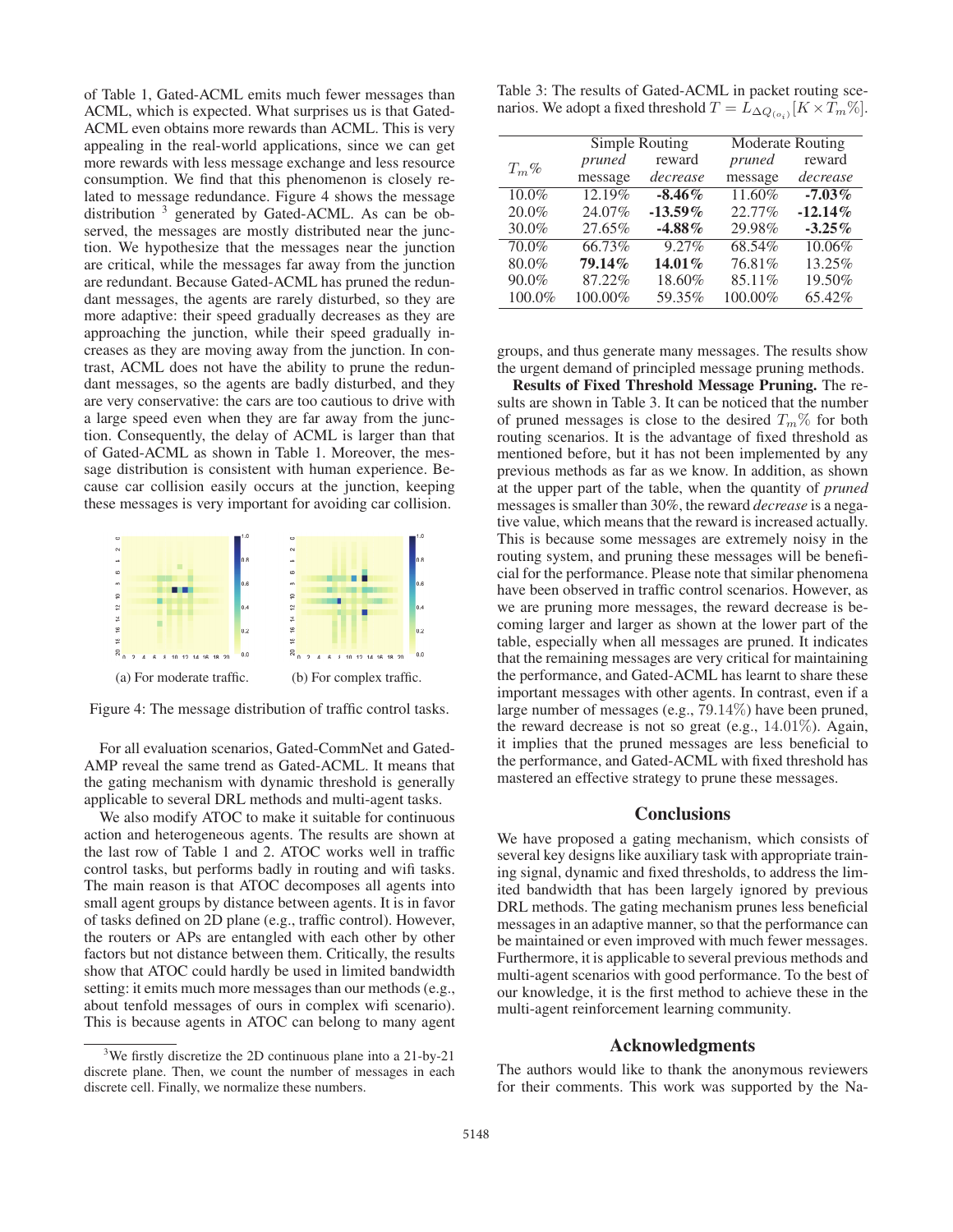of Table 1, Gated-ACML emits much fewer messages than ACML, which is expected. What surprises us is that Gated-ACML even obtains more rewards than ACML. This is very appealing in the real-world applications, since we can get more rewards with less message exchange and less resource consumption. We find that this phenomenon is closely related to message redundance. Figure 4 shows the message distribution [3] generated by Gated-ACML. As can be observed, the messages are mostly distributed near the junction. We hypothesize that the messages near the junction are critical, while the messages far away from the junction are redundant. Because Gated-ACML has pruned the redundant messages, the agents are rarely disturbed, so they are more adaptive: their speed gradually decreases as they are approaching the junction, while their speed gradually increases as they are moving away from the junction. In contrast, ACML does not have the ability to prune the redundant messages, so the agents are badly disturbed, and they are very conservative: the cars are too cautious to drive with a large speed even when they are far away from the junction. Consequently, the delay of ACML is larger than that of Gated-ACML as shown in Table 1. Moreover, the message distribution is consistent with human experience. Because car collision easily occurs at the junction, keeping these messages is very important for avoiding car collision.

(a) For moderate traffic. (b) For complex traffic.

Figure 4: The message distribution of traffic control tasks.

For all evaluation scenarios, Gated-CommNet and Gated-AMP reveal the same trend as Gated-ACML. It means that the gating mechanism with dynamic threshold is generally applicable to several DRL methods and multi-agent tasks.

We also modify ATOC to make it suitable for continuous action and heterogeneous agents. The results are shown at the last row of Table 1 and 2. ATOC works well in traffic control tasks, but performs badly in routing and wifi tasks. The main reason is that ATOC decomposes all agents into small agent groups by distance between agents. It is in favor of tasks defined on 2D plane (e.g., traffic control). However, the routers or APs are entangled with each other by other factors but not distance between them. Critically, the results show that ATOC could hardly be used in limited bandwidth setting: it emits much more messages than our methods (e.g., about tenfold messages of ours in complex wifi scenario). This is because agents in ATOC can belong to many agent groups, and thus generate many messages. The results show the urgent demand of principled message pruning methods.

[3] We firstly discretize the 2D continuous plane into a 21-by-21 discrete plane. Then, we count the number of messages in each discrete cell. Finally, we normalize these numbers.

Table 3: The results of Gated-ACML in packet routing scenarios. We adopt a fixed threshold $T = L_{\Delta Q_{(o_i)}}[K \times T_m\%]$.

| $T_m\%$ | Simple Routing | | Moderate Routing | |
|---|---|---|---|---|
| | *pruned* message | reward *decrease* | *pruned* message | reward *decrease* |
| 10.0% | 12.19% | **-8.46%** | 11.60% | **-7.03%** |
| 20.0% | 24.07% | **-13.59%** | 22.77% | **-12.14%** |
| 30.0% | 27.65% | **-4.88%** | 29.98% | **-3.25%** |
| 70.0% | 66.73% | 9.27% | 68.54% | 10.06% |
| 80.0% | **79.14%** | **14.01%** | 76.81% | 13.25% |
| 90.0% | 87.22% | 18.60% | 85.11% | 19.50% |
| 100.0% | 100.00% | 59.35% | 100.00% | 65.42% |

**Results of Fixed Threshold Message Pruning.** The results are shown in Table 3. It can be noticed that the number of pruned messages is close to the desired $T_m\%$ for both routing scenarios. It is the advantage of fixed threshold as mentioned before, but it has not been implemented by any previous methods as far as we know. In addition, as shown at the upper part of the table, when the quantity of *pruned* messages is smaller than 30%, the reward *decrease* is a negative value, which means that the reward is increased actually. This is because some messages are extremely noisy in the routing system, and pruning these messages will be beneficial for the performance. Please note that similar phenomena have been observed in traffic control scenarios. However, as we are pruning more messages, the reward decrease is becoming larger and larger as shown at the lower part of the table, especially when all messages are pruned. It indicates that the remaining messages are very critical for maintaining the performance, and Gated-ACML has learnt to share these important messages with other agents. In contrast, even if a large number of messages (e.g., 79.14%) have been pruned, the reward decrease is not so great (e.g., 14.01%). Again, it implies that the pruned messages are less beneficial to the performance, and Gated-ACML with fixed threshold has mastered an effective strategy to prune these messages.

## Conclusions

We have proposed a gating mechanism, which consists of several key designs like auxiliary task with appropriate training signal, dynamic and fixed thresholds, to address the limited bandwidth that has been largely ignored by previous DRL methods. The gating mechanism prunes less beneficial messages in an adaptive manner, so that the performance can be maintained or even improved with much fewer messages. Furthermore, it is applicable to several previous methods and multi-agent scenarios with good performance. To the best of our knowledge, it is the first method to achieve these in the multi-agent reinforcement learning community.

## Acknowledgments

The authors would like to thank the anonymous reviewers for their comments. This work was supported by the Na-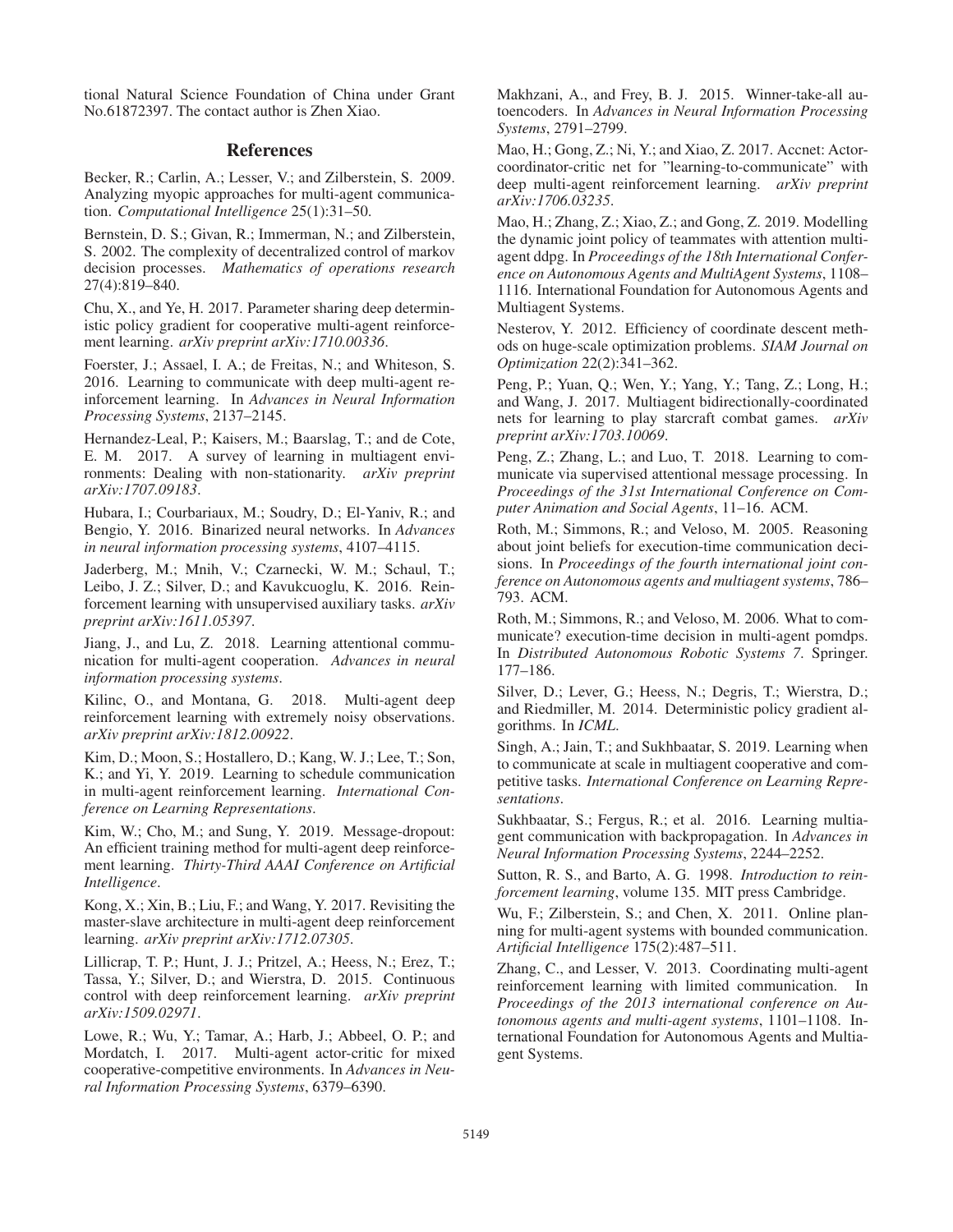tional Natural Science Foundation of China under Grant No.61872397. The contact author is Zhen Xiao.

## References

Becker, R.; Carlin, A.; Lesser, V.; and Zilberstein, S. 2009. Analyzing myopic approaches for multi-agent communication. *Computational Intelligence* 25(1):31–50.

Bernstein, D. S.; Givan, R.; Immerman, N.; and Zilberstein, S. 2002. The complexity of decentralized control of markov decision processes. *Mathematics of operations research* 27(4):819–840.

Chu, X., and Ye, H. 2017. Parameter sharing deep deterministic policy gradient for cooperative multi-agent reinforcement learning. *arXiv preprint arXiv:1710.00336*.

Foerster, J.; Assael, I. A.; de Freitas, N.; and Whiteson, S. 2016. Learning to communicate with deep multi-agent reinforcement learning. In *Advances in Neural Information Processing Systems*, 2137–2145.

Hernandez-Leal, P.; Kaisers, M.; Baarslag, T.; and de Cote, E. M. 2017. A survey of learning in multiagent environments: Dealing with non-stationarity. *arXiv preprint arXiv:1707.09183*.

Hubara, I.; Courbariaux, M.; Soudry, D.; El-Yaniv, R.; and Bengio, Y. 2016. Binarized neural networks. In *Advances in neural information processing systems*, 4107–4115.

Jaderberg, M.; Mnih, V.; Czarnecki, W. M.; Schaul, T.; Leibo, J. Z.; Silver, D.; and Kavukcuoglu, K. 2016. Reinforcement learning with unsupervised auxiliary tasks. *arXiv preprint arXiv:1611.05397*.

Jiang, J., and Lu, Z. 2018. Learning attentional communication for multi-agent cooperation. *Advances in neural information processing systems*.

Kilinc, O., and Montana, G. 2018. Multi-agent deep reinforcement learning with extremely noisy observations. *arXiv preprint arXiv:1812.00922*.

Kim, D.; Moon, S.; Hostallero, D.; Kang, W. J.; Lee, T.; Son, K.; and Yi, Y. 2019. Learning to schedule communication in multi-agent reinforcement learning. *International Conference on Learning Representations*.

Kim, W.; Cho, M.; and Sung, Y. 2019. Message-dropout: An efficient training method for multi-agent deep reinforcement learning. *Thirty-Third AAAI Conference on Artificial Intelligence*.

Kong, X.; Xin, B.; Liu, F.; and Wang, Y. 2017. Revisiting the master-slave architecture in multi-agent deep reinforcement learning. *arXiv preprint arXiv:1712.07305*.

Lillicrap, T. P.; Hunt, J. J.; Pritzel, A.; Heess, N.; Erez, T.; Tassa, Y.; Silver, D.; and Wierstra, D. 2015. Continuous control with deep reinforcement learning. *arXiv preprint arXiv:1509.02971*.

Lowe, R.; Wu, Y.; Tamar, A.; Harb, J.; Abbeel, O. P.; and Mordatch, I. 2017. Multi-agent actor-critic for mixed cooperative-competitive environments. In *Advances in Neural Information Processing Systems*, 6379–6390.

Makhzani, A., and Frey, B. J. 2015. Winner-take-all autoencoders. In *Advances in Neural Information Processing Systems*, 2791–2799.

Mao, H.; Gong, Z.; Ni, Y.; and Xiao, Z. 2017. Accnet: Actor-coordinator-critic net for "learning-to-communicate" with deep multi-agent reinforcement learning. *arXiv preprint arXiv:1706.03235*.

Mao, H.; Zhang, Z.; Xiao, Z.; and Gong, Z. 2019. Modelling the dynamic joint policy of teammates with attention multi-agent ddpg. In *Proceedings of the 18th International Conference on Autonomous Agents and MultiAgent Systems*, 1108–1116. International Foundation for Autonomous Agents and Multiagent Systems.

Nesterov, Y. 2012. Efficiency of coordinate descent methods on huge-scale optimization problems. *SIAM Journal on Optimization* 22(2):341–362.

Peng, P.; Yuan, Q.; Wen, Y.; Yang, Y.; Tang, Z.; Long, H.; and Wang, J. 2017. Multiagent bidirectionally-coordinated nets for learning to play starcraft combat games. *arXiv preprint arXiv:1703.10069*.

Peng, Z.; Zhang, L.; and Luo, T. 2018. Learning to communicate via supervised attentional message processing. In *Proceedings of the 31st International Conference on Computer Animation and Social Agents*, 11–16. ACM.

Roth, M.; Simmons, R.; and Veloso, M. 2005. Reasoning about joint beliefs for execution-time communication decisions. In *Proceedings of the fourth international joint conference on Autonomous agents and multiagent systems*, 786–793. ACM.

Roth, M.; Simmons, R.; and Veloso, M. 2006. What to communicate? execution-time decision in multi-agent pomdps. In *Distributed Autonomous Robotic Systems 7*. Springer. 177–186.

Silver, D.; Lever, G.; Heess, N.; Degris, T.; Wierstra, D.; and Riedmiller, M. 2014. Deterministic policy gradient algorithms. In *ICML*.

Singh, A.; Jain, T.; and Sukhbaatar, S. 2019. Learning when to communicate at scale in multiagent cooperative and competitive tasks. *International Conference on Learning Representations*.

Sukhbaatar, S.; Fergus, R.; et al. 2016. Learning multiagent communication with backpropagation. In *Advances in Neural Information Processing Systems*, 2244–2252.

Sutton, R. S., and Barto, A. G. 1998. *Introduction to reinforcement learning*, volume 135. MIT press Cambridge.

Wu, F.; Zilberstein, S.; and Chen, X. 2011. Online planning for multi-agent systems with bounded communication. *Artificial Intelligence* 175(2):487–511.

Zhang, C., and Lesser, V. 2013. Coordinating multi-agent reinforcement learning with limited communication. In *Proceedings of the 2013 international conference on Autonomous agents and multi-agent systems*, 1101–1108. International Foundation for Autonomous Agents and Multiagent Systems.